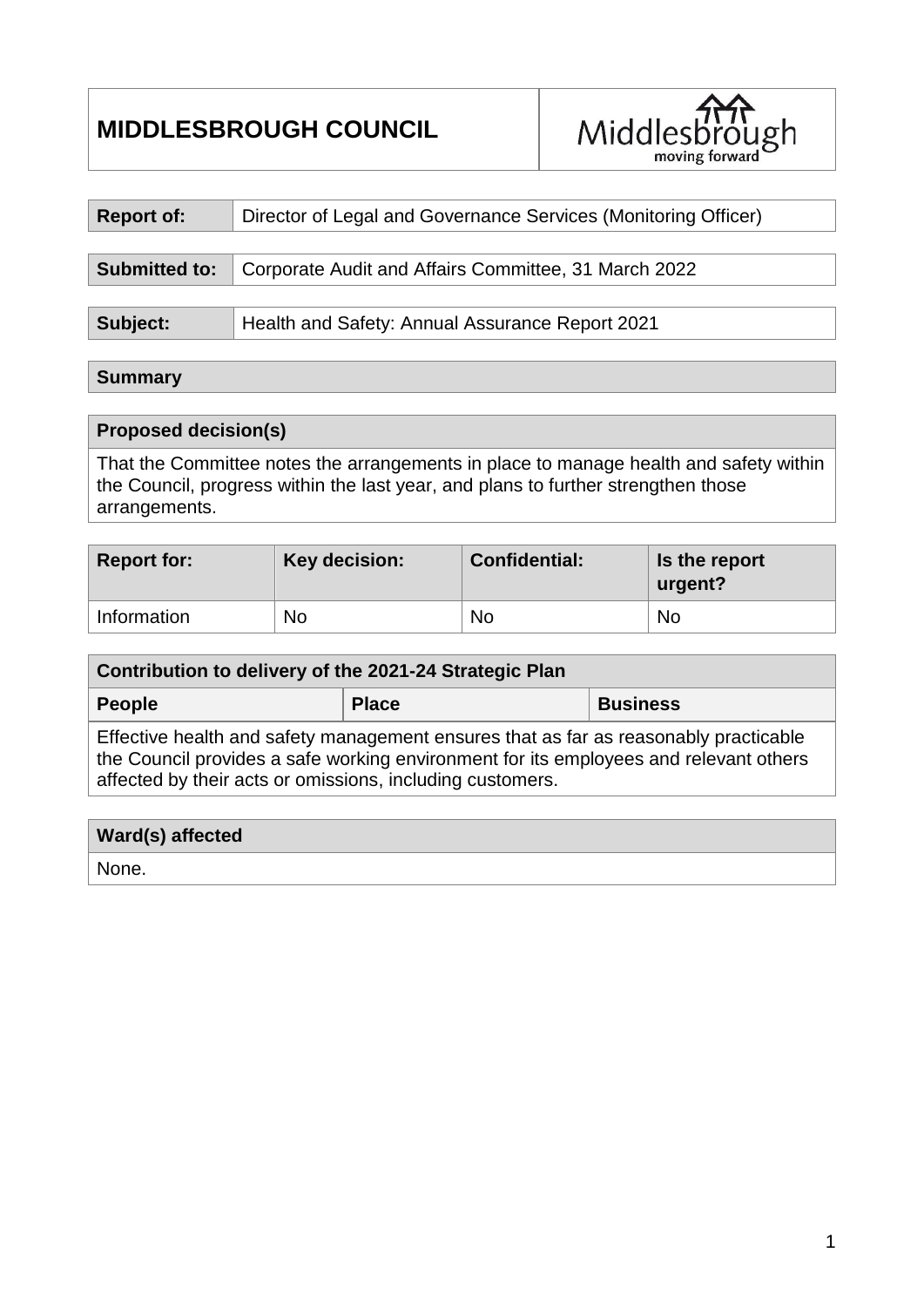| **MIDDLESBROUGH COUNCIL** | Middlesbrough moving forward |
|---|---|

| **Report of:** | Director of Legal and Governance Services (Monitoring Officer) |
|---|---|

| **Submitted to:** | Corporate Audit and Affairs Committee, 31 March 2022 |
|---|---|

| **Subject:** | Health and Safety: Annual Assurance Report 2021 |
|---|---|

## Summary

| **Proposed decision(s)** |
|---|
| That the Committee notes the arrangements in place to manage health and safety within the Council, progress within the last year, and plans to further strengthen those arrangements. |

| **Report for:** | **Key decision:** | **Confidential:** | **Is the report urgent?** |
|---|---|---|---|
| Information | No | No | No |

| **Contribution to delivery of the 2021-24 Strategic Plan** | | |
|---|---|---|
| **People** | **Place** | **Business** |
| Effective health and safety management ensures that as far as reasonably practicable the Council provides a safe working environment for its employees and relevant others affected by their acts or omissions, including customers. | | |

| **Ward(s) affected** |
|---|
| None. |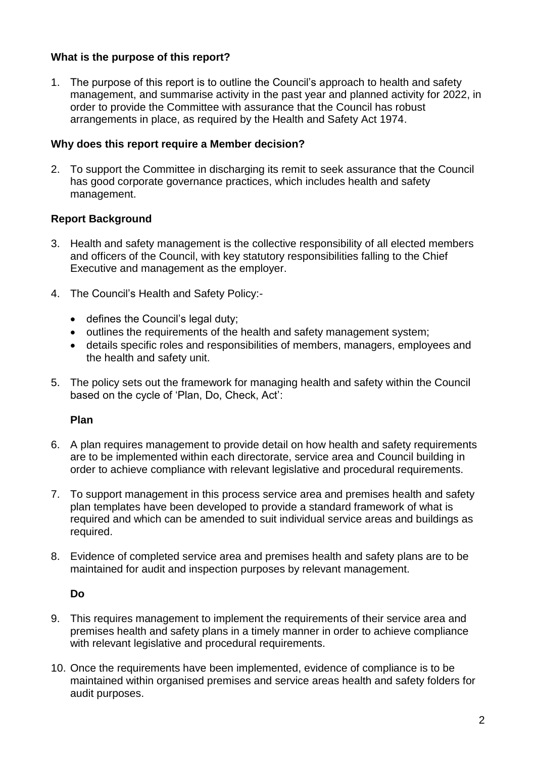## What is the purpose of this report?

1. The purpose of this report is to outline the Council's approach to health and safety management, and summarise activity in the past year and planned activity for 2022, in order to provide the Committee with assurance that the Council has robust arrangements in place, as required by the Health and Safety Act 1974.

## Why does this report require a Member decision?

2. To support the Committee in discharging its remit to seek assurance that the Council has good corporate governance practices, which includes health and safety management.

## Report Background

3. Health and safety management is the collective responsibility of all elected members and officers of the Council, with key statutory responsibilities falling to the Chief Executive and management as the employer.

4. The Council's Health and Safety Policy:-

    - defines the Council's legal duty;
    - outlines the requirements of the health and safety management system;
    - details specific roles and responsibilities of members, managers, employees and the health and safety unit.

5. The policy sets out the framework for managing health and safety within the Council based on the cycle of 'Plan, Do, Check, Act':

### Plan

6. A plan requires management to provide detail on how health and safety requirements are to be implemented within each directorate, service area and Council building in order to achieve compliance with relevant legislative and procedural requirements.

7. To support management in this process service area and premises health and safety plan templates have been developed to provide a standard framework of what is required and which can be amended to suit individual service areas and buildings as required.

8. Evidence of completed service area and premises health and safety plans are to be maintained for audit and inspection purposes by relevant management.

### Do

9. This requires management to implement the requirements of their service area and premises health and safety plans in a timely manner in order to achieve compliance with relevant legislative and procedural requirements.

10. Once the requirements have been implemented, evidence of compliance is to be maintained within organised premises and service areas health and safety folders for audit purposes.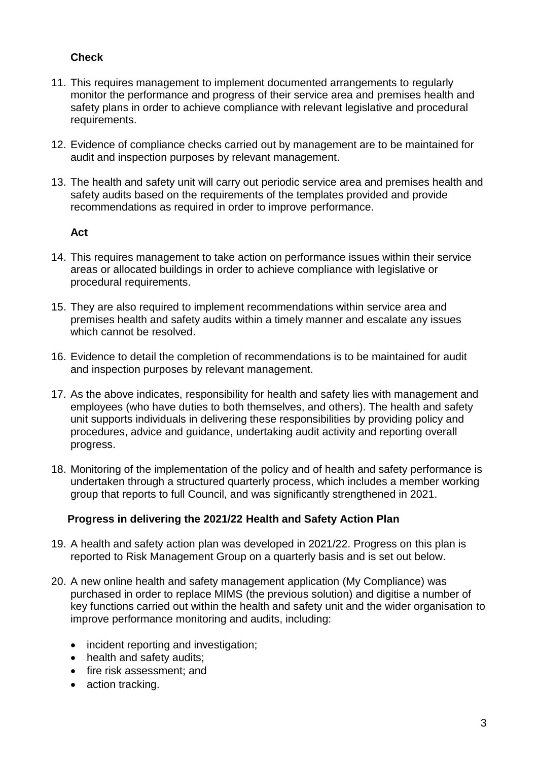**Check**

11. This requires management to implement documented arrangements to regularly monitor the performance and progress of their service area and premises health and safety plans in order to achieve compliance with relevant legislative and procedural requirements.

12. Evidence of compliance checks carried out by management are to be maintained for audit and inspection purposes by relevant management.

13. The health and safety unit will carry out periodic service area and premises health and safety audits based on the requirements of the templates provided and provide recommendations as required in order to improve performance.

**Act**

14. This requires management to take action on performance issues within their service areas or allocated buildings in order to achieve compliance with legislative or procedural requirements.

15. They are also required to implement recommendations within service area and premises health and safety audits within a timely manner and escalate any issues which cannot be resolved.

16. Evidence to detail the completion of recommendations is to be maintained for audit and inspection purposes by relevant management.

17. As the above indicates, responsibility for health and safety lies with management and employees (who have duties to both themselves, and others). The health and safety unit supports individuals in delivering these responsibilities by providing policy and procedures, advice and guidance, undertaking audit activity and reporting overall progress.

18. Monitoring of the implementation of the policy and of health and safety performance is undertaken through a structured quarterly process, which includes a member working group that reports to full Council, and was significantly strengthened in 2021.

**Progress in delivering the 2021/22 Health and Safety Action Plan**

19. A health and safety action plan was developed in 2021/22. Progress on this plan is reported to Risk Management Group on a quarterly basis and is set out below.

20. A new online health and safety management application (My Compliance) was purchased in order to replace MIMS (the previous solution) and digitise a number of key functions carried out within the health and safety unit and the wider organisation to improve performance monitoring and audits, including:

    - incident reporting and investigation;
    - health and safety audits;
    - fire risk assessment; and
    - action tracking.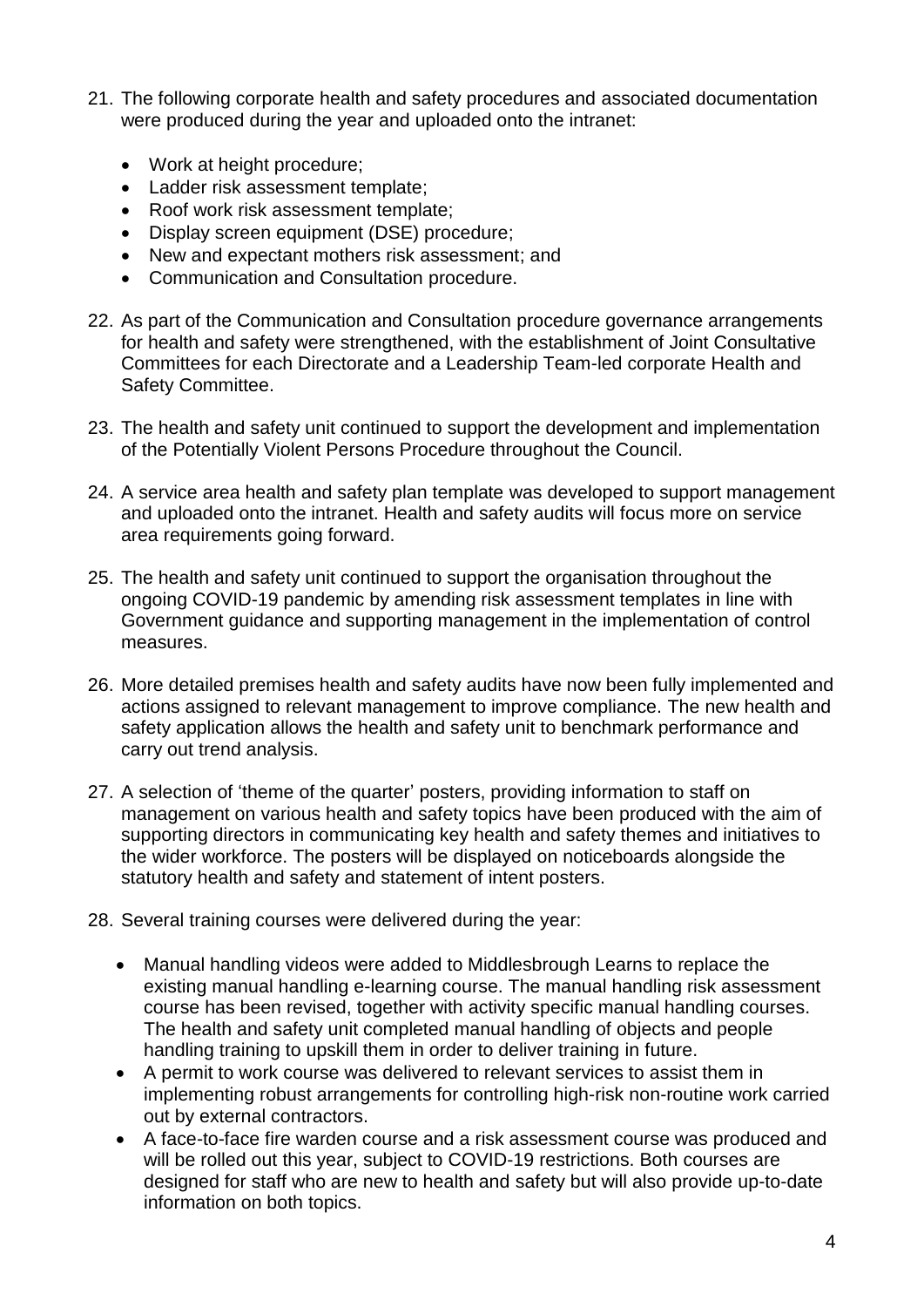21. The following corporate health and safety procedures and associated documentation were produced during the year and uploaded onto the intranet:

    - Work at height procedure;
    - Ladder risk assessment template;
    - Roof work risk assessment template;
    - Display screen equipment (DSE) procedure;
    - New and expectant mothers risk assessment; and
    - Communication and Consultation procedure.

22. As part of the Communication and Consultation procedure governance arrangements for health and safety were strengthened, with the establishment of Joint Consultative Committees for each Directorate and a Leadership Team-led corporate Health and Safety Committee.

23. The health and safety unit continued to support the development and implementation of the Potentially Violent Persons Procedure throughout the Council.

24. A service area health and safety plan template was developed to support management and uploaded onto the intranet. Health and safety audits will focus more on service area requirements going forward.

25. The health and safety unit continued to support the organisation throughout the ongoing COVID-19 pandemic by amending risk assessment templates in line with Government guidance and supporting management in the implementation of control measures.

26. More detailed premises health and safety audits have now been fully implemented and actions assigned to relevant management to improve compliance. The new health and safety application allows the health and safety unit to benchmark performance and carry out trend analysis.

27. A selection of 'theme of the quarter' posters, providing information to staff on management on various health and safety topics have been produced with the aim of supporting directors in communicating key health and safety themes and initiatives to the wider workforce. The posters will be displayed on noticeboards alongside the statutory health and safety and statement of intent posters.

28. Several training courses were delivered during the year:

    - Manual handling videos were added to Middlesbrough Learns to replace the existing manual handling e-learning course. The manual handling risk assessment course has been revised, together with activity specific manual handling courses. The health and safety unit completed manual handling of objects and people handling training to upskill them in order to deliver training in future.
    - A permit to work course was delivered to relevant services to assist them in implementing robust arrangements for controlling high-risk non-routine work carried out by external contractors.
    - A face-to-face fire warden course and a risk assessment course was produced and will be rolled out this year, subject to COVID-19 restrictions. Both courses are designed for staff who are new to health and safety but will also provide up-to-date information on both topics.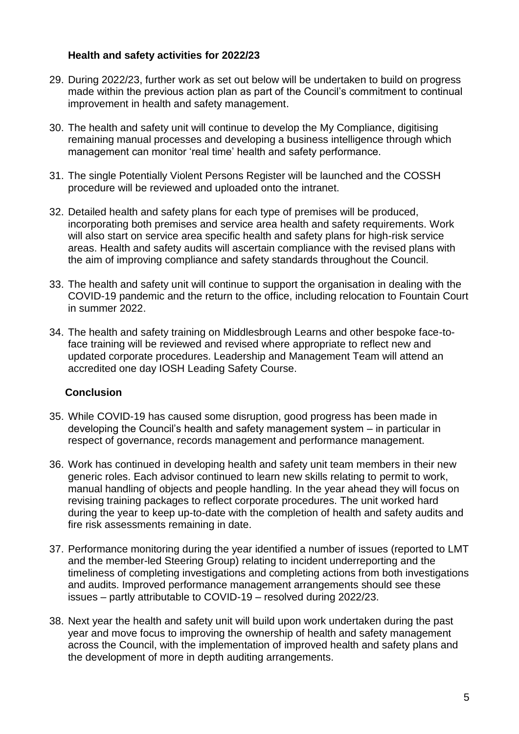## Health and safety activities for 2022/23

29. During 2022/23, further work as set out below will be undertaken to build on progress made within the previous action plan as part of the Council's commitment to continual improvement in health and safety management.

30. The health and safety unit will continue to develop the My Compliance, digitising remaining manual processes and developing a business intelligence through which management can monitor 'real time' health and safety performance.

31. The single Potentially Violent Persons Register will be launched and the COSSH procedure will be reviewed and uploaded onto the intranet.

32. Detailed health and safety plans for each type of premises will be produced, incorporating both premises and service area health and safety requirements. Work will also start on service area specific health and safety plans for high-risk service areas. Health and safety audits will ascertain compliance with the revised plans with the aim of improving compliance and safety standards throughout the Council.

33. The health and safety unit will continue to support the organisation in dealing with the COVID-19 pandemic and the return to the office, including relocation to Fountain Court in summer 2022.

34. The health and safety training on Middlesbrough Learns and other bespoke face-to-face training will be reviewed and revised where appropriate to reflect new and updated corporate procedures. Leadership and Management Team will attend an accredited one day IOSH Leading Safety Course.

## Conclusion

35. While COVID-19 has caused some disruption, good progress has been made in developing the Council's health and safety management system – in particular in respect of governance, records management and performance management.

36. Work has continued in developing health and safety unit team members in their new generic roles. Each advisor continued to learn new skills relating to permit to work, manual handling of objects and people handling. In the year ahead they will focus on revising training packages to reflect corporate procedures. The unit worked hard during the year to keep up-to-date with the completion of health and safety audits and fire risk assessments remaining in date.

37. Performance monitoring during the year identified a number of issues (reported to LMT and the member-led Steering Group) relating to incident underreporting and the timeliness of completing investigations and completing actions from both investigations and audits. Improved performance management arrangements should see these issues – partly attributable to COVID-19 – resolved during 2022/23.

38. Next year the health and safety unit will build upon work undertaken during the past year and move focus to improving the ownership of health and safety management across the Council, with the implementation of improved health and safety plans and the development of more in depth auditing arrangements.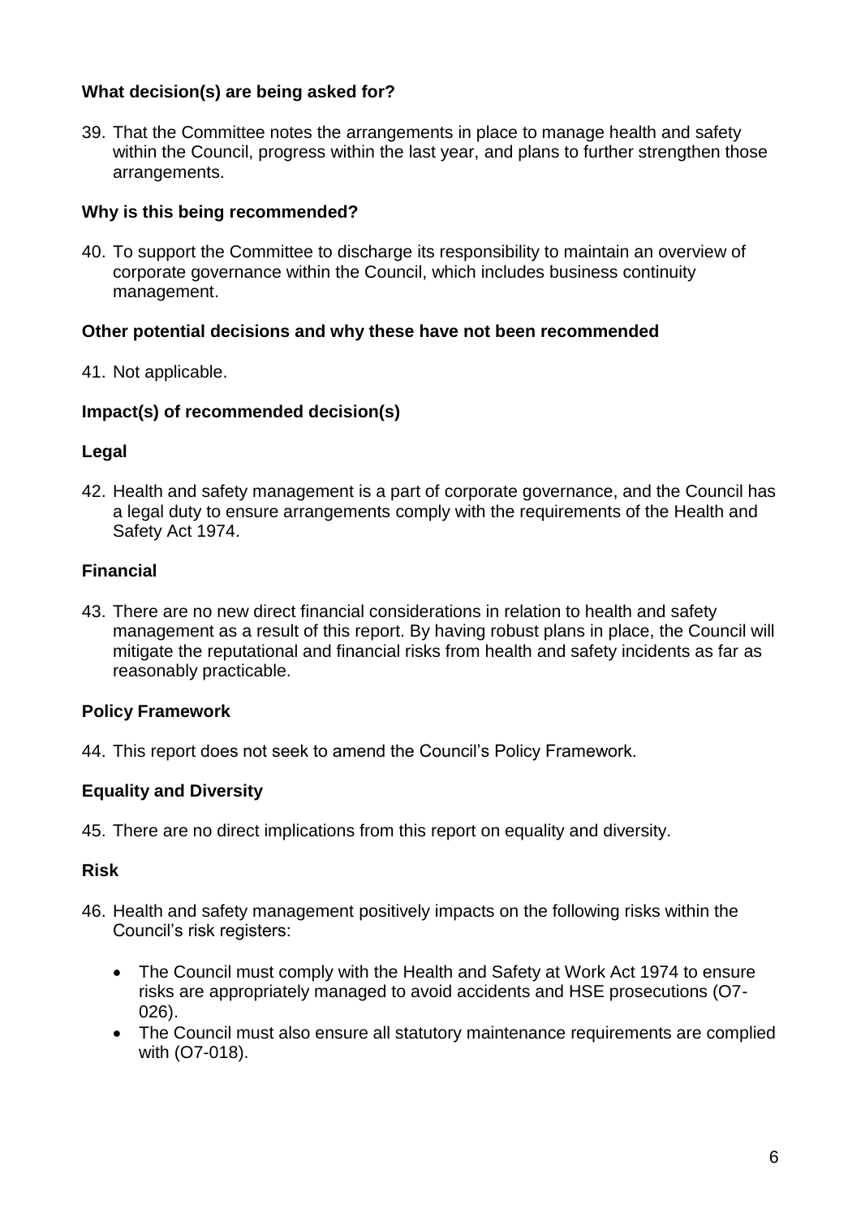**What decision(s) are being asked for?**

39. That the Committee notes the arrangements in place to manage health and safety within the Council, progress within the last year, and plans to further strengthen those arrangements.

**Why is this being recommended?**

40. To support the Committee to discharge its responsibility to maintain an overview of corporate governance within the Council, which includes business continuity management.

**Other potential decisions and why these have not been recommended**

41. Not applicable.

**Impact(s) of recommended decision(s)**

**Legal**

42. Health and safety management is a part of corporate governance, and the Council has a legal duty to ensure arrangements comply with the requirements of the Health and Safety Act 1974.

**Financial**

43. There are no new direct financial considerations in relation to health and safety management as a result of this report. By having robust plans in place, the Council will mitigate the reputational and financial risks from health and safety incidents as far as reasonably practicable.

**Policy Framework**

44. This report does not seek to amend the Council's Policy Framework.

**Equality and Diversity**

45. There are no direct implications from this report on equality and diversity.

**Risk**

46. Health and safety management positively impacts on the following risks within the Council's risk registers:

    - The Council must comply with the Health and Safety at Work Act 1974 to ensure risks are appropriately managed to avoid accidents and HSE prosecutions (O7-026).
    - The Council must also ensure all statutory maintenance requirements are complied with (O7-018).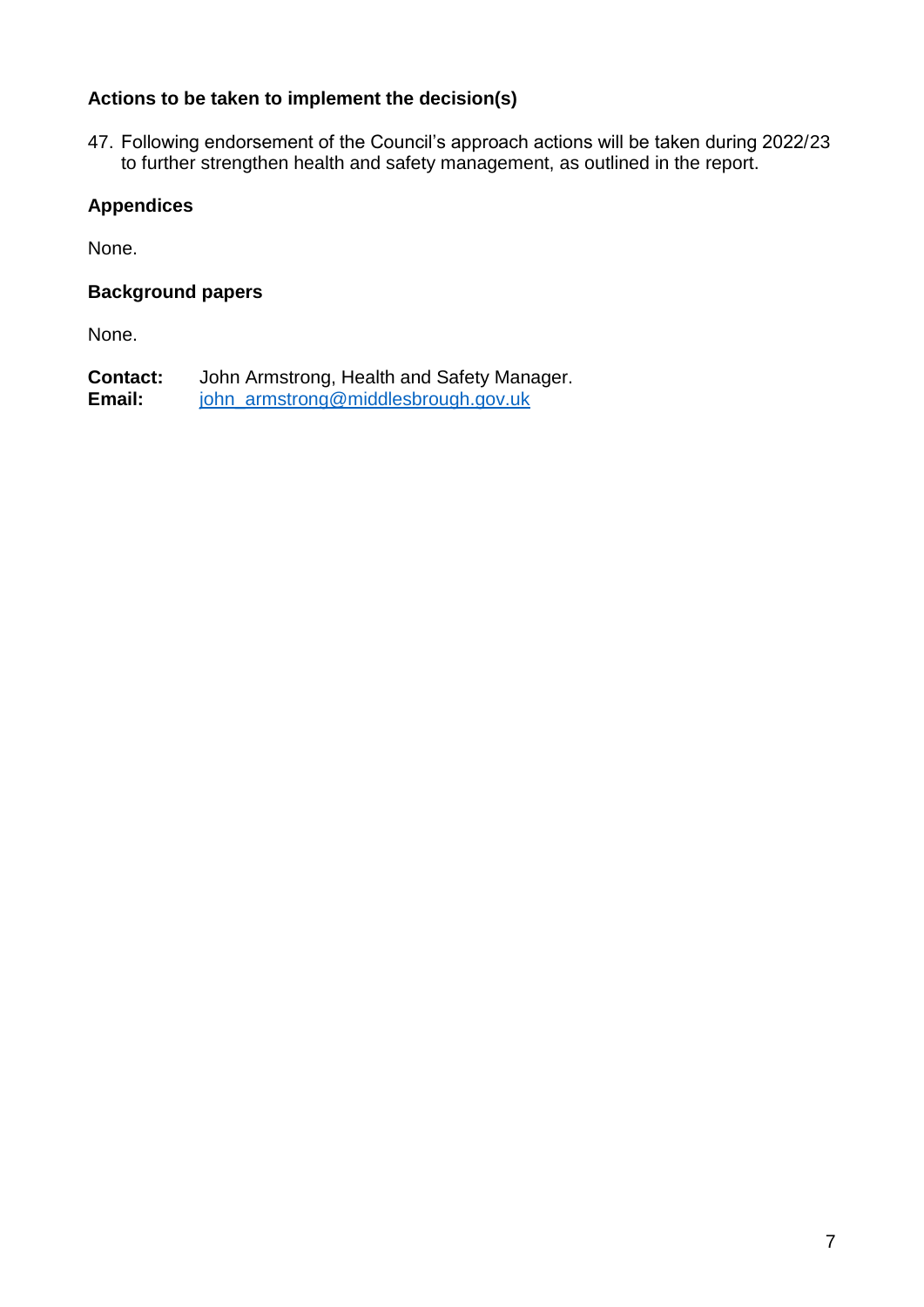**Actions to be taken to implement the decision(s)**

47. Following endorsement of the Council's approach actions will be taken during 2022/23 to further strengthen health and safety management, as outlined in the report.

**Appendices**

None.

**Background papers**

None.

**Contact:** John Armstrong, Health and Safety Manager.
**Email:** john_armstrong@middlesbrough.gov.uk